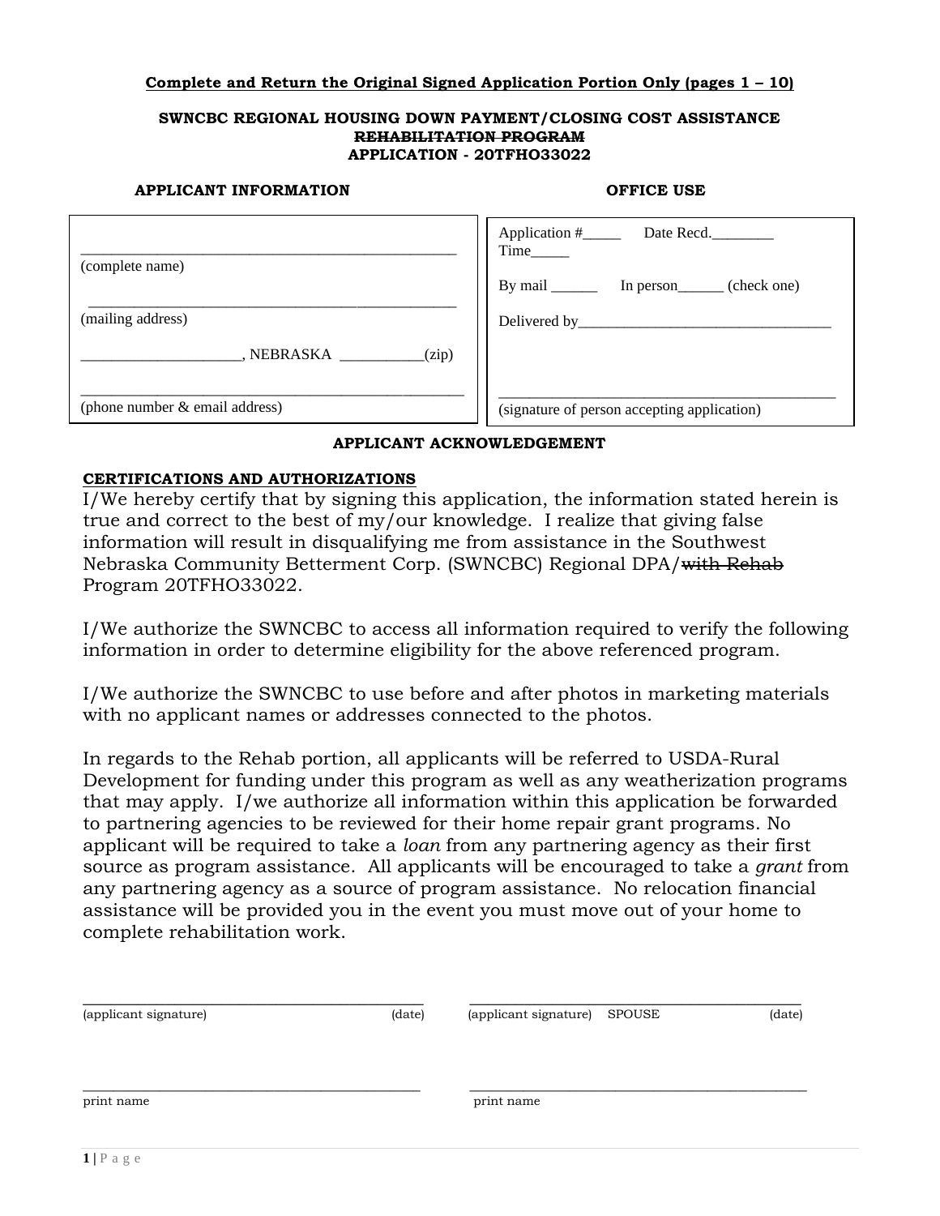**Complete and Return the Original Signed Application Portion Only (pages 1 – 10)**

**SWNCBC REGIONAL HOUSING DOWN PAYMENT/CLOSING COST ASSISTANCE**
**~~REHABILITATION PROGRAM~~**
**APPLICATION - 20TFHO33022**

| **APPLICANT INFORMATION** | **OFFICE USE** |
|---|---|
| ______________________________________________ (complete name) | Application #_____ Date Recd.________ Time_____ |
| ______________________________________________ (mailing address) | By mail ______ In person______ (check one) |
| ____________________, NEBRASKA ___________(zip) | Delivered by_________________________________ |
| ______________________________________________ (phone number & email address) | ______________________________________________ (signature of person accepting application) |

**APPLICANT ACKNOWLEDGEMENT**

**CERTIFICATIONS AND AUTHORIZATIONS**

I/We hereby certify that by signing this application, the information stated herein is true and correct to the best of my/our knowledge. I realize that giving false information will result in disqualifying me from assistance in the Southwest Nebraska Community Betterment Corp. (SWNCBC) Regional DPA/~~with Rehab~~ Program 20TFHO33022.

I/We authorize the SWNCBC to access all information required to verify the following information in order to determine eligibility for the above referenced program.

I/We authorize the SWNCBC to use before and after photos in marketing materials with no applicant names or addresses connected to the photos.

In regards to the Rehab portion, all applicants will be referred to USDA-Rural Development for funding under this program as well as any weatherization programs that may apply. I/we authorize all information within this application be forwarded to partnering agencies to be reviewed for their home repair grant programs. No applicant will be required to take a *loan* from any partnering agency as their first source as program assistance. All applicants will be encouraged to take a *grant* from any partnering agency as a source of program assistance. No relocation financial assistance will be provided you in the event you must move out of your home to complete rehabilitation work.

__________________________________________ (applicant signature) (date)

__________________________________________ (applicant signature) SPOUSE (date)

__________________________________________ print name

__________________________________________ print name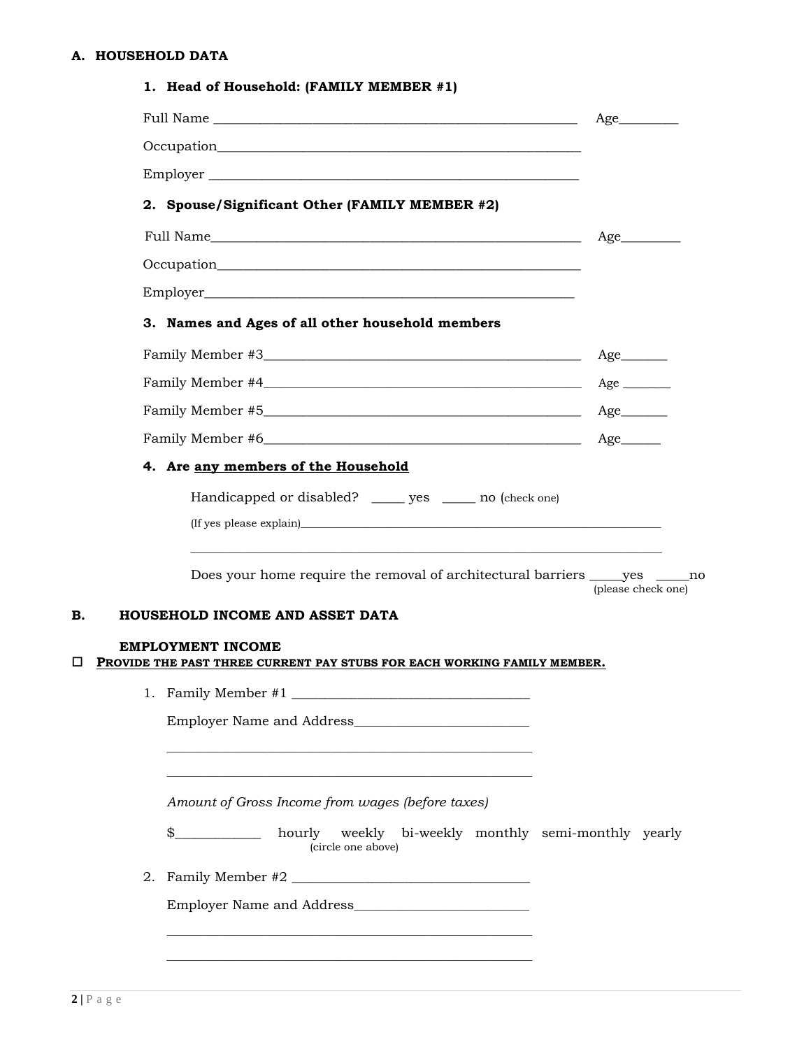## A. HOUSEHOLD DATA

### 1. Head of Household: (FAMILY MEMBER #1)

Full Name ______________________________________________________ Age_________

Occupation______________________________________________________

Employer _______________________________________________________

### 2. Spouse/Significant Other (FAMILY MEMBER #2)

Full Name_______________________________________________________ Age_________

Occupation______________________________________________________

Employer______________________________________________________

### 3. Names and Ages of all other household members

Family Member #3______________________________________________ Age_______

Family Member #4______________________________________________ Age _______

Family Member #5______________________________________________ Age_______

Family Member #6______________________________________________ Age______

### 4. Are <u>any members of the Household</u>

Handicapped or disabled? _____ yes _____ no (check one)

(If yes please explain)_________________________________________________________________

_______________________________________________________________________________

Does your home require the removal of architectural barriers _____yes _____no
(please check one)

## B. HOUSEHOLD INCOME AND ASSET DATA

### EMPLOYMENT INCOME

☐ **<u>PROVIDE THE PAST THREE CURRENT PAY STUBS FOR EACH WORKING FAMILY MEMBER.</u>**

1. Family Member #1 ____________________________________

   Employer Name and Address__________________________

   ______________________________________________________

   ______________________________________________________

   *Amount of Gross Income from wages (before taxes)*

   $____________ hourly weekly bi-weekly monthly semi-monthly yearly
   (circle one above)

2. Family Member #2 ____________________________________

   Employer Name and Address__________________________

   ______________________________________________________

   ______________________________________________________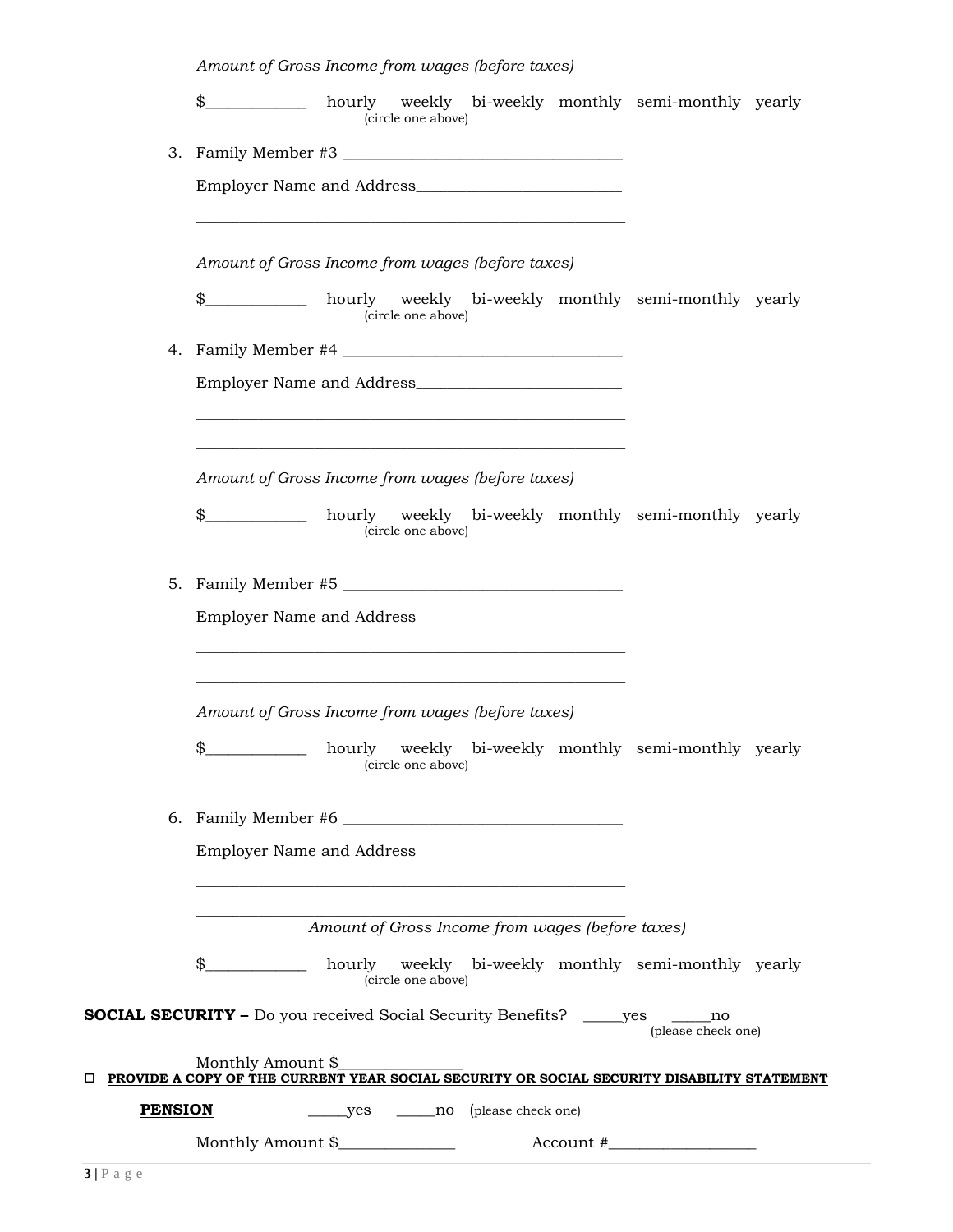*Amount of Gross Income from wages (before taxes)*

$____________ hourly weekly bi-weekly monthly semi-monthly yearly
(circle one above)

3. Family Member #3 ___________________________________

   Employer Name and Address__________________________

   ______________________________________________________

   ______________________________________________________

   *Amount of Gross Income from wages (before taxes)*

   $____________ hourly weekly bi-weekly monthly semi-monthly yearly
   (circle one above)

4. Family Member #4 ___________________________________

   Employer Name and Address__________________________

   ______________________________________________________

   ______________________________________________________

   *Amount of Gross Income from wages (before taxes)*

   $____________ hourly weekly bi-weekly monthly semi-monthly yearly
   (circle one above)

5. Family Member #5 ___________________________________

   Employer Name and Address__________________________

   ______________________________________________________

   ______________________________________________________

   *Amount of Gross Income from wages (before taxes)*

   $____________ hourly weekly bi-weekly monthly semi-monthly yearly
   (circle one above)

6. Family Member #6 ___________________________________

   Employer Name and Address__________________________

   ______________________________________________________

   ______________________________________________________

   *Amount of Gross Income from wages (before taxes)*

   $____________ hourly weekly bi-weekly monthly semi-monthly yearly
   (circle one above)

**SOCIAL SECURITY –** Do you received Social Security Benefits? _____yes _____no
(please check one)

Monthly Amount $________________

☐ **PROVIDE A COPY OF THE CURRENT YEAR SOCIAL SECURITY OR SOCIAL SECURITY DISABILITY STATEMENT**

**PENSION** _____yes _____no (please check one)

Monthly Amount $_______________ Account #___________________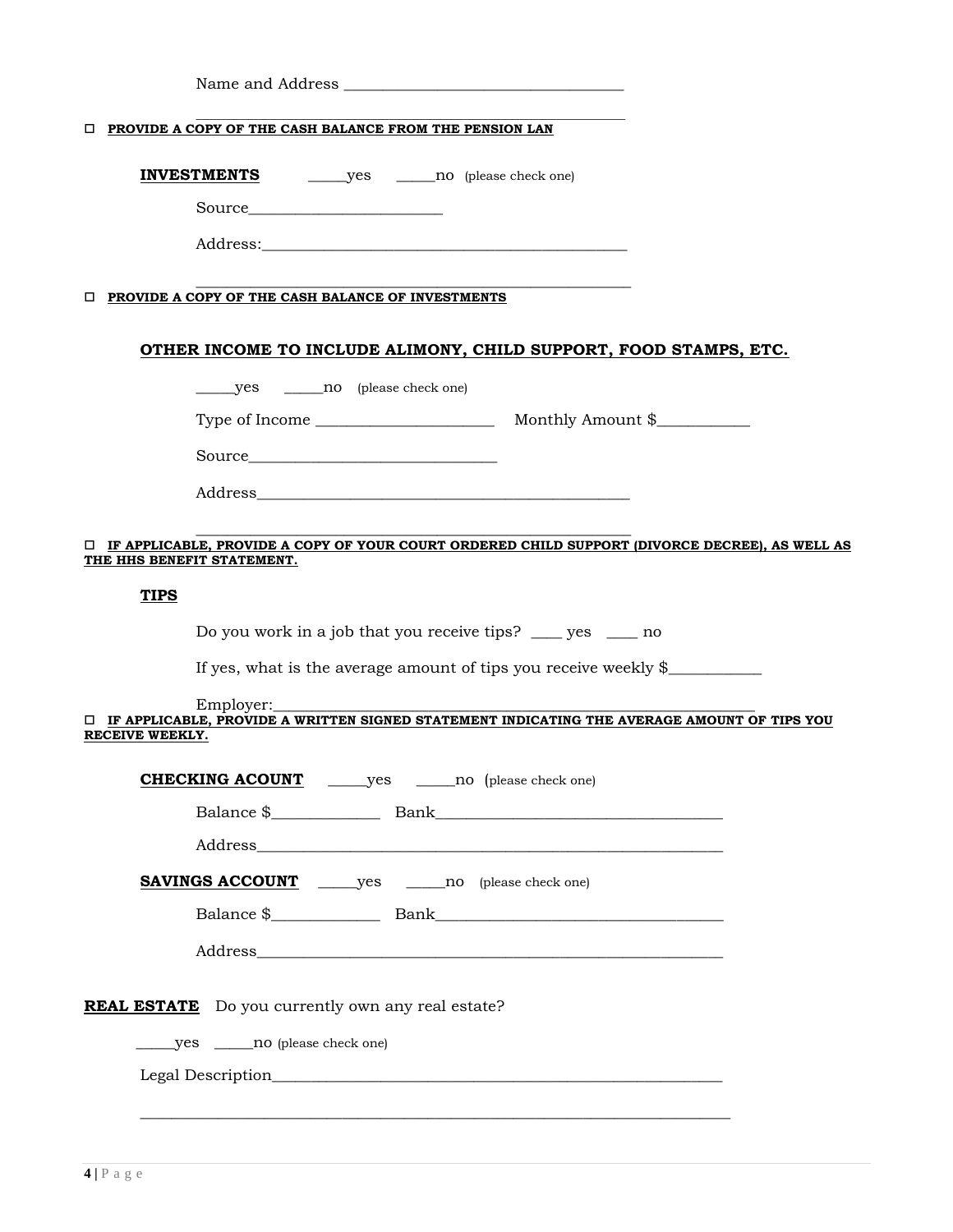Name and Address ___________________________________

___________________________________

☐ **PROVIDE A COPY OF THE CASH BALANCE FROM THE PENSION LAN**

**INVESTMENTS** _____yes _____no (please check one)

Source________________________

Address:_______________________________________________

_______________________________________________

☐ **PROVIDE A COPY OF THE CASH BALANCE OF INVESTMENTS**

**OTHER INCOME TO INCLUDE ALIMONY, CHILD SUPPORT, FOOD STAMPS, ETC.**

_____yes _____no (please check one)

Type of Income ______________________ Monthly Amount $___________

Source_______________________________

Address_______________________________________________

_______________________________________________

☐ **IF APPLICABLE, PROVIDE A COPY OF YOUR COURT ORDERED CHILD SUPPORT (DIVORCE DECREE), AS WELL AS THE HHS BENEFIT STATEMENT.**

**TIPS**

Do you work in a job that you receive tips? ____ yes ____ no

If yes, what is the average amount of tips you receive weekly $___________

Employer:______________________________________________________________

☐ **IF APPLICABLE, PROVIDE A WRITTEN SIGNED STATEMENT INDICATING THE AVERAGE AMOUNT OF TIPS YOU RECEIVE WEEKLY.**

**CHECKING ACOUNT** _____yes _____no (please check one)

Balance $_____________ Bank___________________________________

Address____________________________________________________________

**SAVINGS ACCOUNT** _____yes _____no (please check one)

Balance $_____________ Bank___________________________________

Address____________________________________________________________

**REAL ESTATE** Do you currently own any real estate?

_____yes _____no (please check one)

Legal Description__________________________________________________________

__________________________________________________________________________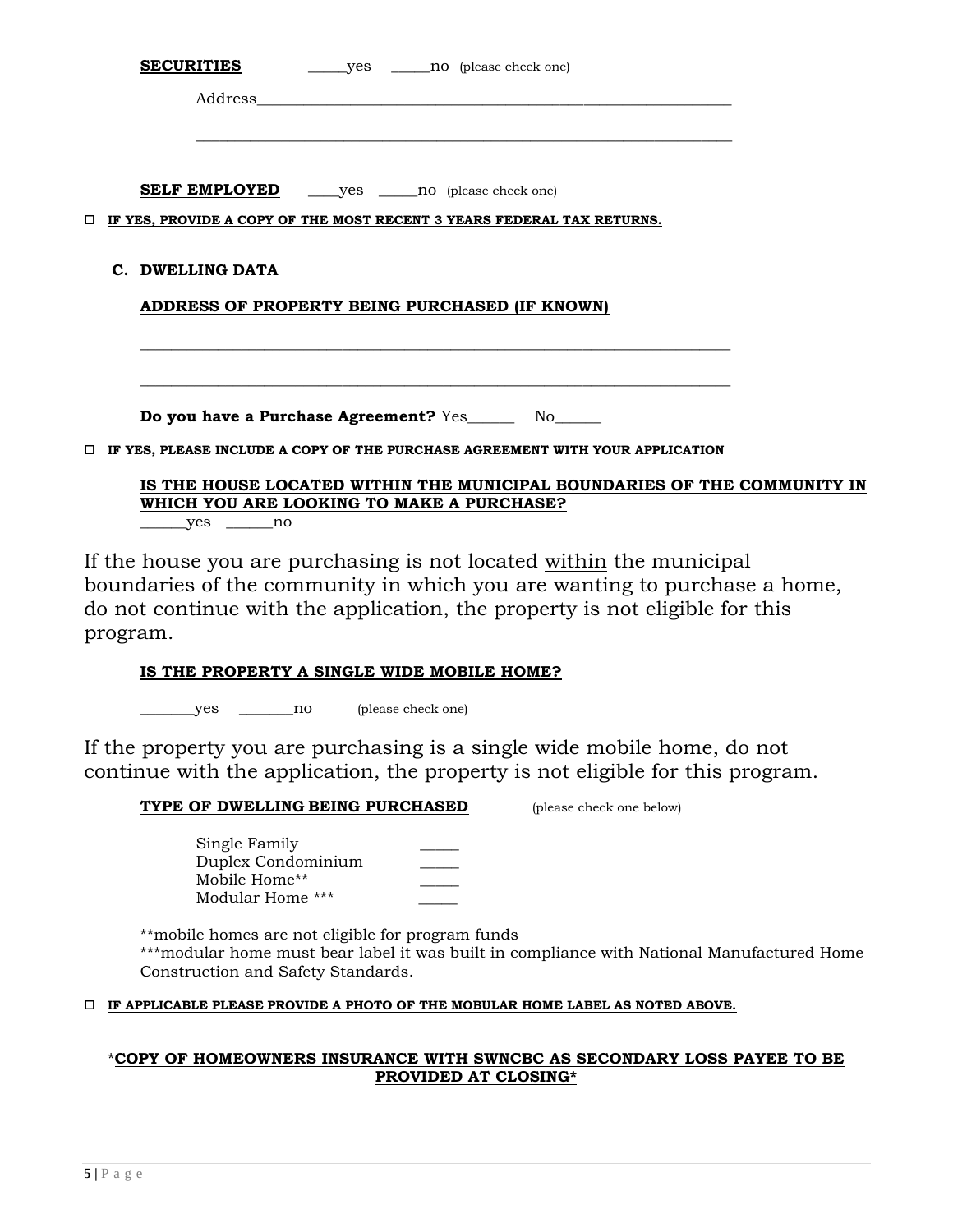**SECURITIES** \_\_\_\_\_yes \_\_\_\_\_no (please check one)

Address\_\_\_\_\_\_\_\_\_\_\_\_\_\_\_\_\_\_\_\_\_\_\_\_\_\_\_\_\_\_\_\_\_\_\_\_\_\_\_\_\_\_\_\_\_\_\_\_\_\_\_\_\_\_\_\_\_\_\_

\_\_\_\_\_\_\_\_\_\_\_\_\_\_\_\_\_\_\_\_\_\_\_\_\_\_\_\_\_\_\_\_\_\_\_\_\_\_\_\_\_\_\_\_\_\_\_\_\_\_\_\_\_\_\_\_\_\_\_\_\_\_\_\_

**SELF EMPLOYED** \_\_\_\_yes \_\_\_\_\_no (please check one)

- ☐ **IF YES, PROVIDE A COPY OF THE MOST RECENT 3 YEARS FEDERAL TAX RETURNS.**

### C. DWELLING DATA

**ADDRESS OF PROPERTY BEING PURCHASED (IF KNOWN)**

\_\_\_\_\_\_\_\_\_\_\_\_\_\_\_\_\_\_\_\_\_\_\_\_\_\_\_\_\_\_\_\_\_\_\_\_\_\_\_\_\_\_\_\_\_\_\_\_\_\_\_\_\_\_\_\_\_\_\_\_\_\_\_\_

\_\_\_\_\_\_\_\_\_\_\_\_\_\_\_\_\_\_\_\_\_\_\_\_\_\_\_\_\_\_\_\_\_\_\_\_\_\_\_\_\_\_\_\_\_\_\_\_\_\_\_\_\_\_\_\_\_\_\_\_\_\_\_\_

**Do you have a Purchase Agreement?** Yes\_\_\_\_\_\_ No\_\_\_\_\_\_

- ☐ **IF YES, PLEASE INCLUDE A COPY OF THE PURCHASE AGREEMENT WITH YOUR APPLICATION**

**IS THE HOUSE LOCATED WITHIN THE MUNICIPAL BOUNDARIES OF THE COMMUNITY IN WHICH YOU ARE LOOKING TO MAKE A PURCHASE?**

\_\_\_\_\_\_yes \_\_\_\_\_\_no

If the house you are purchasing is not located <u>within</u> the municipal boundaries of the community in which you are wanting to purchase a home, do not continue with the application, the property is not eligible for this program.

**IS THE PROPERTY A SINGLE WIDE MOBILE HOME?**

\_\_\_\_\_\_\_yes \_\_\_\_\_\_\_no (please check one)

If the property you are purchasing is a single wide mobile home, do not continue with the application, the property is not eligible for this program.

**TYPE OF DWELLING BEING PURCHASED** (please check one below)

Single Family \_\_\_\_\_
Duplex Condominium \_\_\_\_\_
Mobile Home** \_\_\_\_\_
Modular Home *** \_\_\_\_\_

**mobile homes are not eligible for program funds
***modular home must bear label it was built in compliance with National Manufactured Home Construction and Safety Standards.

- ☐ **IF APPLICABLE PLEASE PROVIDE A PHOTO OF THE MOBULAR HOME LABEL AS NOTED ABOVE.**

*__COPY OF HOMEOWNERS INSURANCE WITH SWNCBC AS SECONDARY LOSS PAYEE TO BE PROVIDED AT CLOSING__*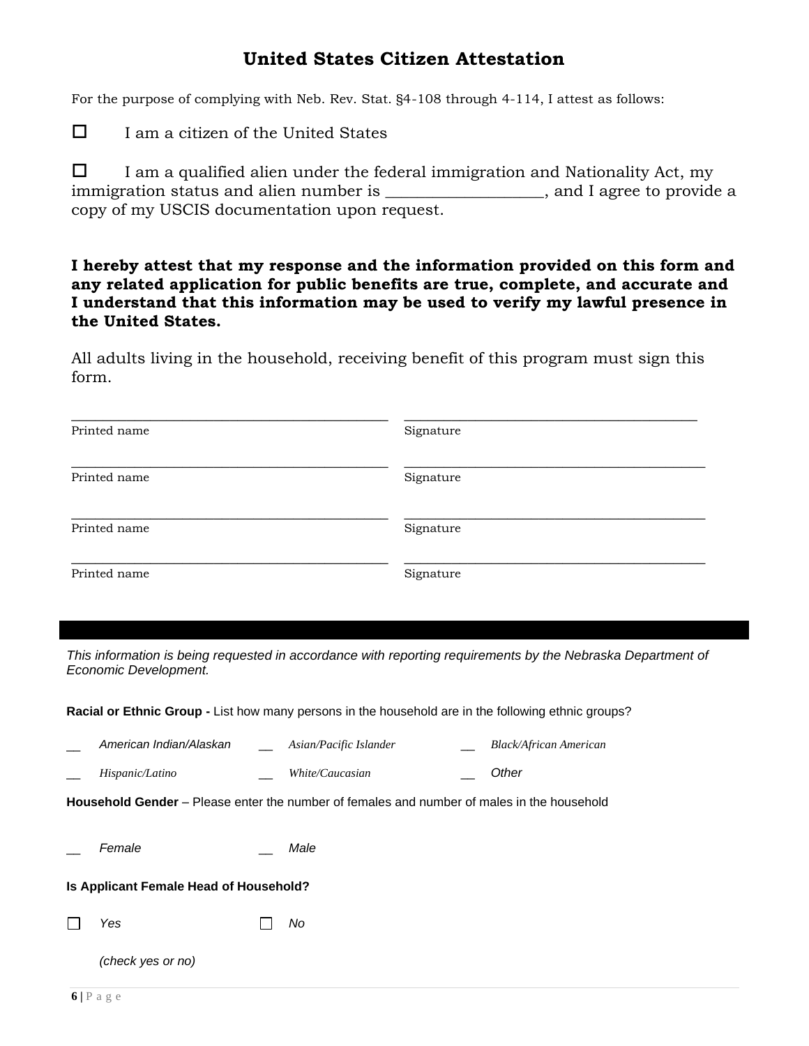# United States Citizen Attestation

For the purpose of complying with Neb. Rev. Stat. §4-108 through 4-114, I attest as follows:

☐ I am a citizen of the United States

☐ I am a qualified alien under the federal immigration and Nationality Act, my immigration status and alien number is ___________________, and I agree to provide a copy of my USCIS documentation upon request.

**I hereby attest that my response and the information provided on this form and any related application for public benefits are true, complete, and accurate and I understand that this information may be used to verify my lawful presence in the United States.**

All adults living in the household, receiving benefit of this program must sign this form.

| Printed name | Signature |
|---|---|
| ______________________________ | ______________________________ |
| ______________________________ | ______________________________ |
| ______________________________ | ______________________________ |
| ______________________________ | ______________________________ |

*This information is being requested in accordance with reporting requirements by the Nebraska Department of Economic Development.*

**Racial or Ethnic Group -** List how many persons in the household are in the following ethnic groups?

__ *American Indian/Alaskan* __ *Asian/Pacific Islander* __ *Black/African American*

__ *Hispanic/Latino* __ *White/Caucasian* __ *Other*

**Household Gender** – Please enter the number of females and number of males in the household

__ *Female* __ *Male*

**Is Applicant Female Head of Household?**

☐ *Yes* ☐ *No*

*(check yes or no)*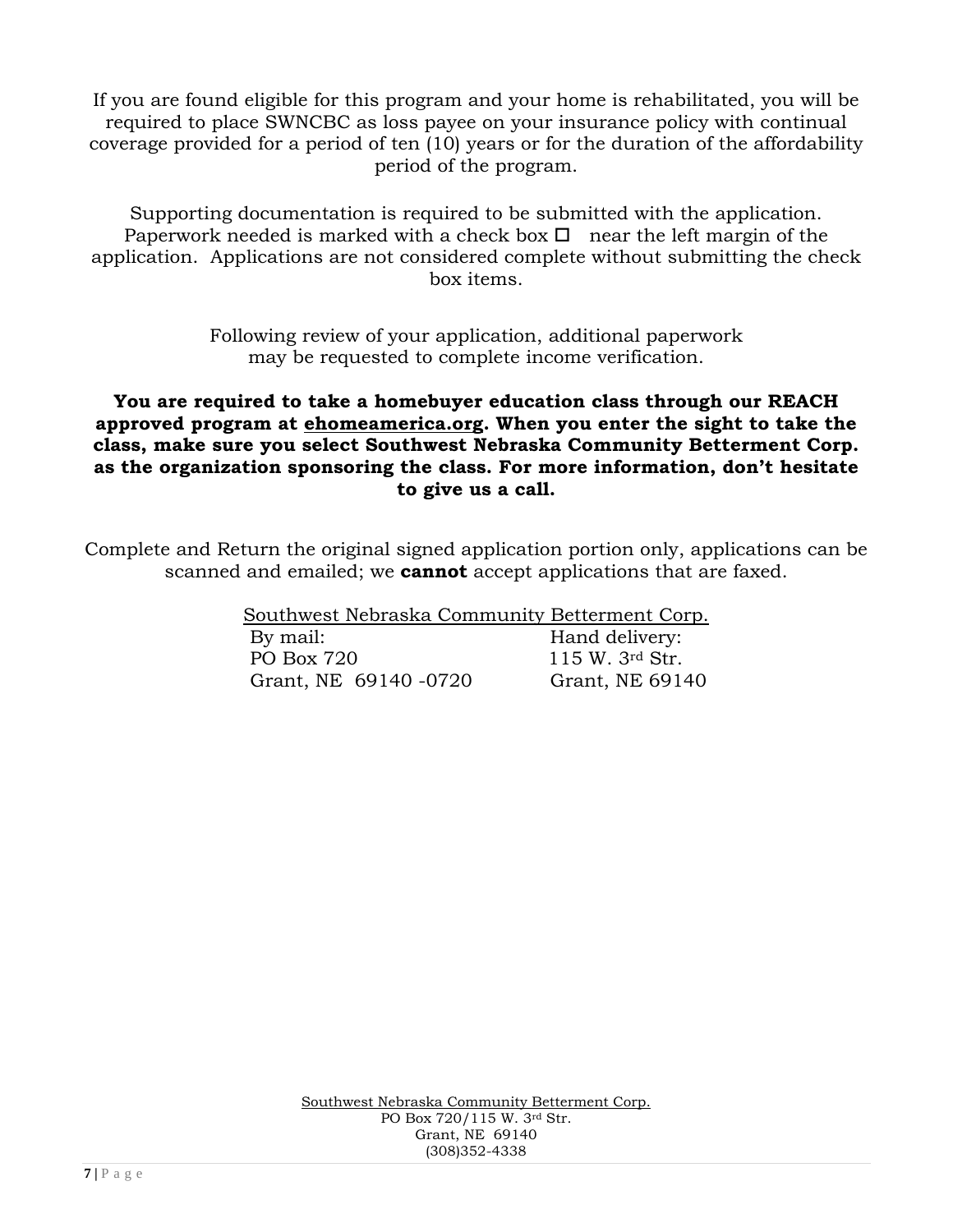If you are found eligible for this program and your home is rehabilitated, you will be required to place SWNCBC as loss payee on your insurance policy with continual coverage provided for a period of ten (10) years or for the duration of the affordability period of the program.

Supporting documentation is required to be submitted with the application. Paperwork needed is marked with a check box ☐ near the left margin of the application. Applications are not considered complete without submitting the check box items.

Following review of your application, additional paperwork may be requested to complete income verification.

**You are required to take a homebuyer education class through our REACH approved program at ehomeamerica.org. When you enter the sight to take the class, make sure you select Southwest Nebraska Community Betterment Corp. as the organization sponsoring the class. For more information, don't hesitate to give us a call.**

Complete and Return the original signed application portion only, applications can be scanned and emailed; we **cannot** accept applications that are faxed.

Southwest Nebraska Community Betterment Corp.

| | |
|---|---|
| By mail: | Hand delivery: |
| PO Box 720 | 115 W. 3rd Str. |
| Grant, NE 69140 -0720 | Grant, NE 69140 |